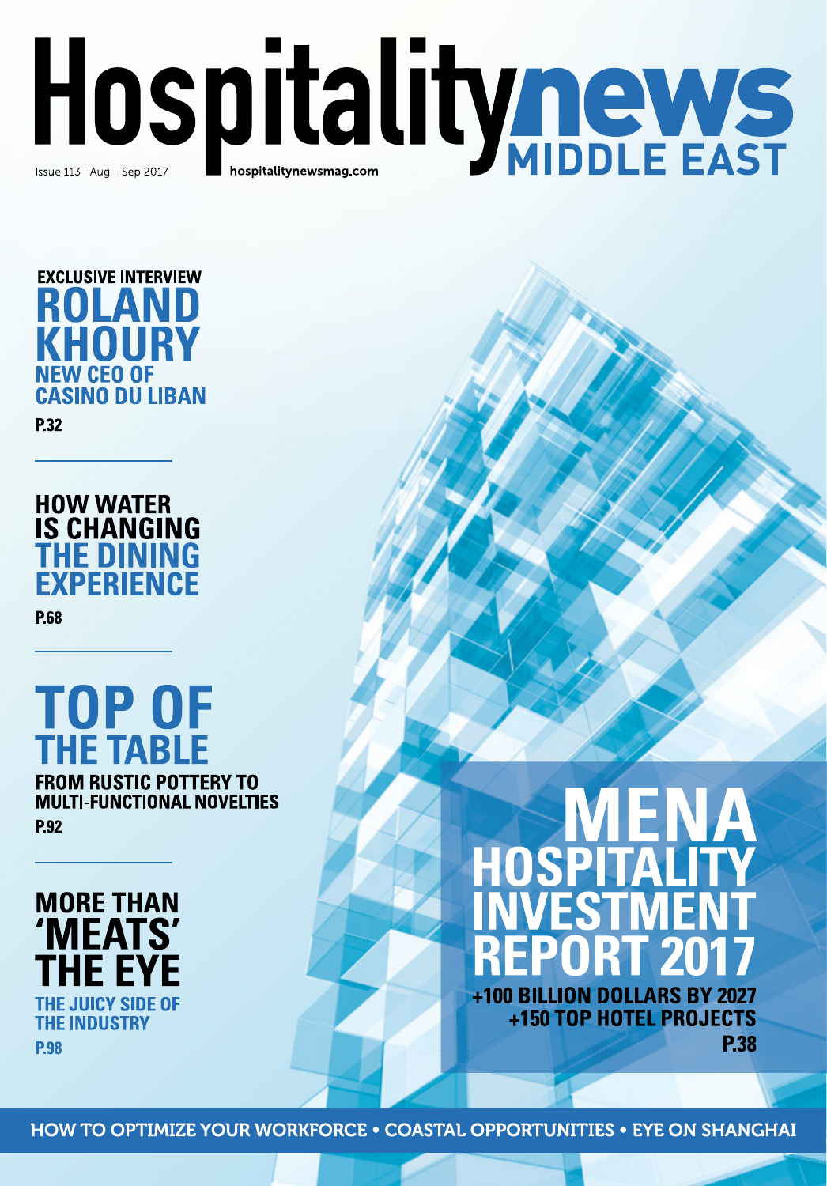# Hospitality news MIDDLE EAST

Issue 113 | Aug - Sep 2017

hospitalitynewsmag.com

## EXCLUSIVE INTERVIEW ROLAND KHOURY NEW CEO OF CASINO DU LIBAN

P.32

## HOW WATER IS CHANGING THE DINING EXPERIENCE

P.68

## TOP OF THE TABLE

FROM RUSTIC POTTERY TO MULTI-FUNCTIONAL NOVELTIES

P.92

## MORE THAN 'MEATS' THE EYE

THE JUICY SIDE OF THE INDUSTRY

P.98

# MENA HOSPITALITY INVESTMENT REPORT 2017

+100 BILLION DOLLARS BY 2027

+150 TOP HOTEL PROJECTS

P.38

HOW TO OPTIMIZE YOUR WORKFORCE • COASTAL OPPORTUNITIES • EYE ON SHANGHAI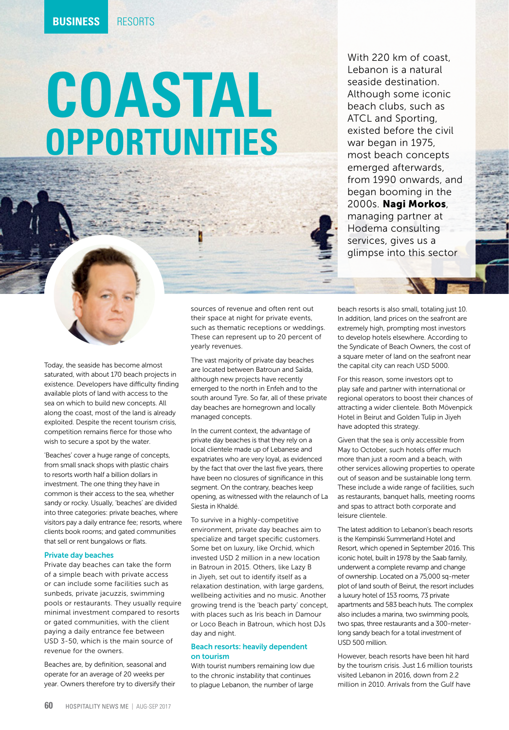# COASTAL OPPORTUNITIES

With 220 km of coast, Lebanon is a natural seaside destination. Although some iconic beach clubs, such as ATCL and Sporting, existed before the civil war began in 1975, most beach concepts emerged afterwards, from 1990 onwards, and began booming in the 2000s. **Nagi Morkos**, managing partner at Hodema consulting services, gives us a glimpse into this sector

Today, the seaside has become almost saturated, with about 170 beach projects in existence. Developers have difficulty finding available plots of land with access to the sea on which to build new concepts. All along the coast, most of the land is already exploited. Despite the recent tourism crisis, competition remains fierce for those who wish to secure a spot by the water.

'Beaches' cover a huge range of concepts, from small snack shops with plastic chairs to resorts worth half a billion dollars in investment. The one thing they have in common is their access to the sea, whether sandy or rocky. Usually, 'beaches' are divided into three categories: private beaches, where visitors pay a daily entrance fee; resorts, where clients book rooms; and gated communities that sell or rent bungalows or flats.

## Private day beaches

Private day beaches can take the form of a simple beach with private access or can include some facilities such as sunbeds, private jacuzzis, swimming pools or restaurants. They usually require minimal investment compared to resorts or gated communities, with the client paying a daily entrance fee between USD 3-50, which is the main source of revenue for the owners.

Beaches are, by definition, seasonal and operate for an average of 20 weeks per year. Owners therefore try to diversify their sources of revenue and often rent out their space at night for private events, such as thematic receptions or weddings. These can represent up to 20 percent of yearly revenues.

The vast majority of private day beaches are located between Batroun and Saïda, although new projects have recently emerged to the north in Enfeh and to the south around Tyre. So far, all of these private day beaches are homegrown and locally managed concepts.

In the current context, the advantage of private day beaches is that they rely on a local clientele made up of Lebanese and expatriates who are very loyal, as evidenced by the fact that over the last five years, there have been no closures of significance in this segment. On the contrary, beaches keep opening, as witnessed with the relaunch of La Siesta in Khaldé.

To survive in a highly-competitive environment, private day beaches aim to specialize and target specific customers. Some bet on luxury, like Orchid, which invested USD 2 million in a new location in Batroun in 2015. Others, like Lazy B in Jiyeh, set out to identify itself as a relaxation destination, with large gardens, wellbeing activities and no music. Another growing trend is the 'beach party' concept, with places such as Iris beach in Damour or Loco Beach in Batroun, which host DJs day and night.

## Beach resorts: heavily dependent on tourism

With tourist numbers remaining low due to the chronic instability that continues to plague Lebanon, the number of large beach resorts is also small, totaling just 10. In addition, land prices on the seafront are extremely high, prompting most investors to develop hotels elsewhere. According to the Syndicate of Beach Owners, the cost of a square meter of land on the seafront near the capital city can reach USD 5000.

For this reason, some investors opt to play safe and partner with international or regional operators to boost their chances of attracting a wider clientele. Both Mövenpick Hotel in Beirut and Golden Tulip in Jiyeh have adopted this strategy.

Given that the sea is only easily accessible from May to October, such hotels offer much more than just a room and a beach, with other services allowing properties to operate out of season and be sustainable long term. These include a wide range of facilities, such as restaurants, banquet halls, meeting rooms and spas to attract both corporate and leisure clientele.

The latest addition to Lebanon's beach resorts is the Kempinski Summerland Hotel and Resort, which opened in September 2016. This iconic hotel, built in 1978 by the Saab family, underwent a complete revamp and change of ownership. Located on a 75,000 sq-meter plot of land south of Beirut, the resort includes a luxury hotel of 153 rooms, 73 private apartments and 583 beach huts. The complex also includes a marina, two swimming pools, two spas, three restaurants and a 300-meter-long sandy beach for a total investment of USD 500 million.

However, beach resorts have been hit hard by the tourism crisis. Just 1.6 million tourists visited Lebanon in 2016, down from 2.2 million in 2010. Arrivals from the Gulf have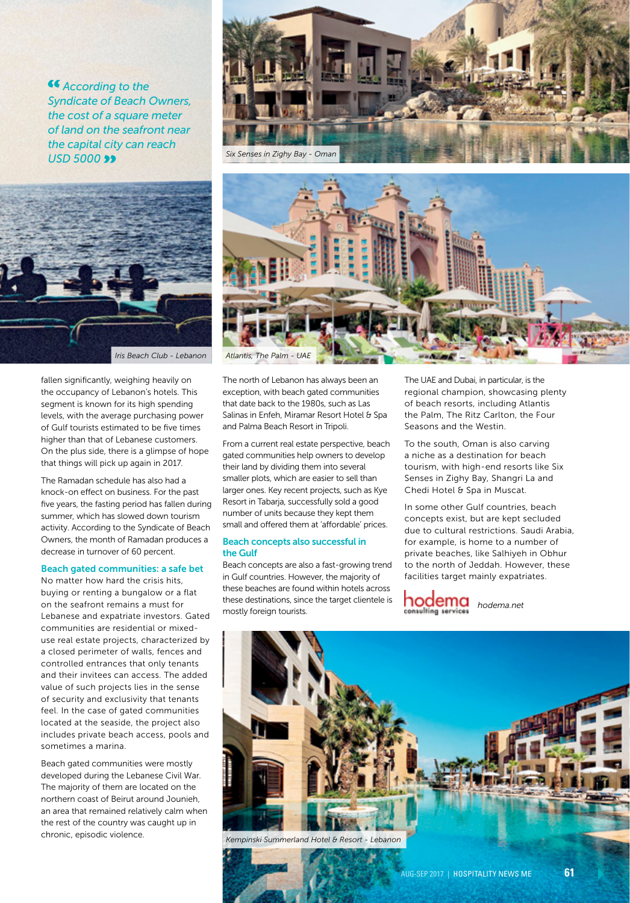> According to the Syndicate of Beach Owners, the cost of a square meter of land on the seafront near the capital city can reach USD 5000

Iris Beach Club - Lebanon

Six Senses in Zighy Bay - Oman

Atlantis, The Palm - UAE

fallen significantly, weighing heavily on the occupancy of Lebanon's hotels. This segment is known for its high spending levels, with the average purchasing power of Gulf tourists estimated to be five times higher than that of Lebanese customers. On the plus side, there is a glimpse of hope that things will pick up again in 2017.

The Ramadan schedule has also had a knock-on effect on business. For the past five years, the fasting period has fallen during summer, which has slowed down tourism activity. According to the Syndicate of Beach Owners, the month of Ramadan produces a decrease in turnover of 60 percent.

### Beach gated communities: a safe bet

No matter how hard the crisis hits, buying or renting a bungalow or a flat on the seafront remains a must for Lebanese and expatriate investors. Gated communities are residential or mixed-use real estate projects, characterized by a closed perimeter of walls, fences and controlled entrances that only tenants and their invitees can access. The added value of such projects lies in the sense of security and exclusivity that tenants feel. In the case of gated communities located at the seaside, the project also includes private beach access, pools and sometimes a marina.

Beach gated communities were mostly developed during the Lebanese Civil War. The majority of them are located on the northern coast of Beirut around Jounieh, an area that remained relatively calm when the rest of the country was caught up in chronic, episodic violence.

The north of Lebanon has always been an exception, with beach gated communities that date back to the 1980s, such as Las Salinas in Enfeh, Miramar Resort Hotel & Spa and Palma Beach Resort in Tripoli.

From a current real estate perspective, beach gated communities help owners to develop their land by dividing them into several smaller plots, which are easier to sell than larger ones. Key recent projects, such as Kye Resort in Tabarja, successfully sold a good number of units because they kept them small and offered them at 'affordable' prices.

### Beach concepts also successful in the Gulf

Beach concepts are also a fast-growing trend in Gulf countries. However, the majority of these beaches are found within hotels across these destinations, since the target clientele is mostly foreign tourists.

The UAE and Dubai, in particular, is the regional champion, showcasing plenty of beach resorts, including Atlantis the Palm, The Ritz Carlton, the Four Seasons and the Westin.

To the south, Oman is also carving a niche as a destination for beach tourism, with high-end resorts like Six Senses in Zighy Bay, Shangri La and Chedi Hotel & Spa in Muscat.

In some other Gulf countries, beach concepts exist, but are kept secluded due to cultural restrictions. Saudi Arabia, for example, is home to a number of private beaches, like Salhiyeh in Obhur to the north of Jeddah. However, these facilities target mainly expatriates.

hodema consulting services — hodema.net

Kempinski Summerland Hotel & Resort - Lebanon